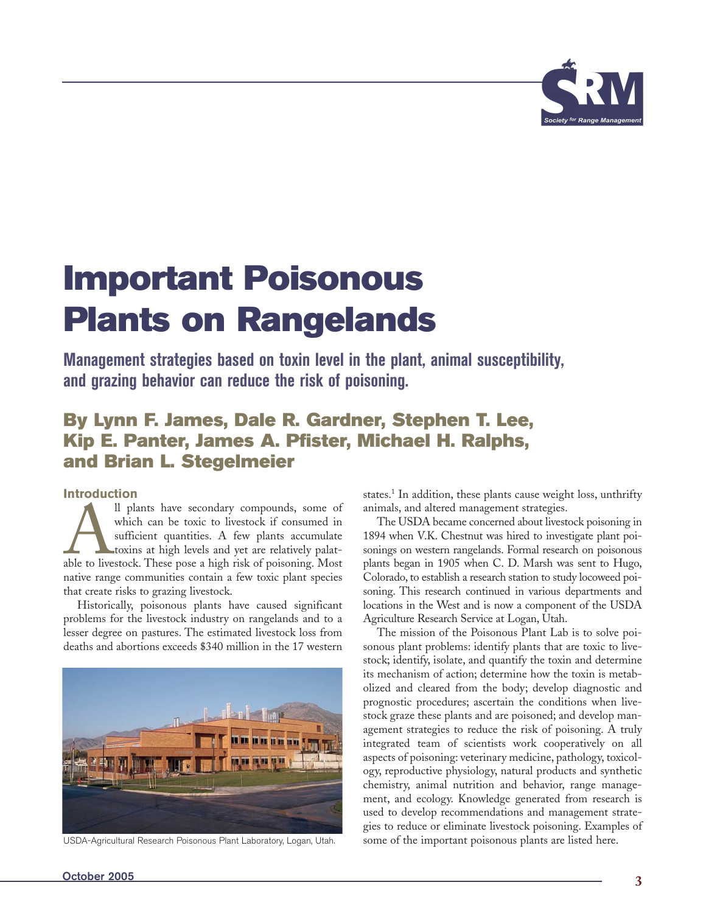# Important Poisonous Plants on Rangelands

**Management strategies based on toxin level in the plant, animal susceptibility, and grazing behavior can reduce the risk of poisoning.**

**By Lynn F. James, Dale R. Gardner, Stephen T. Lee, Kip E. Panter, James A. Pfister, Michael H. Ralphs, and Brian L. Stegelmeier**

## Introduction

All plants have secondary compounds, some of which can be toxic to livestock if consumed in sufficient quantities. A few plants accumulate toxins at high levels and yet are relatively palatable to livestock. These pose a high risk of poisoning. Most native range communities contain a few toxic plant species that create risks to grazing livestock.

Historically, poisonous plants have caused significant problems for the livestock industry on rangelands and to a lesser degree on pastures. The estimated livestock loss from deaths and abortions exceeds $340 million in the 17 western states.[1] In addition, these plants cause weight loss, unthrifty animals, and altered management strategies.

USDA-Agricultural Research Poisonous Plant Laboratory, Logan, Utah.

The USDA became concerned about livestock poisoning in 1894 when V.K. Chestnut was hired to investigate plant poisonings on western rangelands. Formal research on poisonous plants began in 1905 when C. D. Marsh was sent to Hugo, Colorado, to establish a research station to study locoweed poisoning. This research continued in various departments and locations in the West and is now a component of the USDA Agriculture Research Service at Logan, Utah.

The mission of the Poisonous Plant Lab is to solve poisonous plant problems: identify plants that are toxic to livestock; identify, isolate, and quantify the toxin and determine its mechanism of action; determine how the toxin is metabolized and cleared from the body; develop diagnostic and prognostic procedures; ascertain the conditions when livestock graze these plants and are poisoned; and develop management strategies to reduce the risk of poisoning. A truly integrated team of scientists work cooperatively on all aspects of poisoning: veterinary medicine, pathology, toxicology, reproductive physiology, natural products and synthetic chemistry, animal nutrition and behavior, range management, and ecology. Knowledge generated from research is used to develop recommendations and management strategies to reduce or eliminate livestock poisoning. Examples of some of the important poisonous plants are listed here.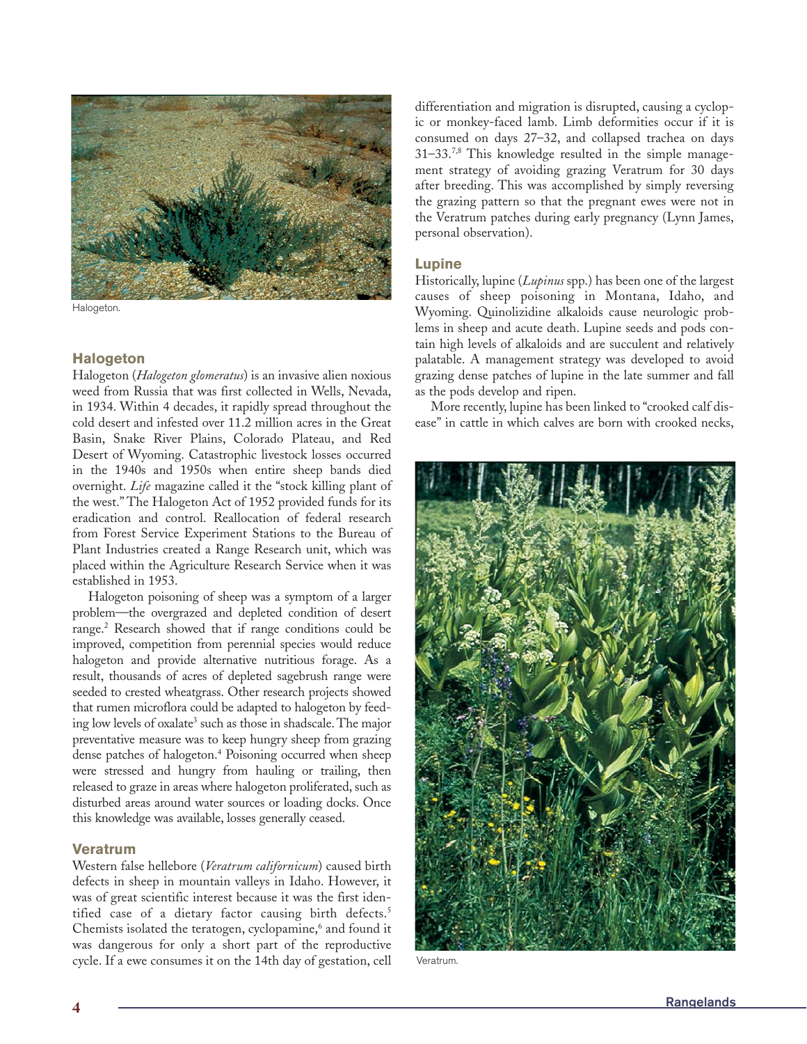Halogeton.

## Halogeton

Halogeton (*Halogeton glomeratus*) is an invasive alien noxious weed from Russia that was first collected in Wells, Nevada, in 1934. Within 4 decades, it rapidly spread throughout the cold desert and infested over 11.2 million acres in the Great Basin, Snake River Plains, Colorado Plateau, and Red Desert of Wyoming. Catastrophic livestock losses occurred in the 1940s and 1950s when entire sheep bands died overnight. *Life* magazine called it the "stock killing plant of the west." The Halogeton Act of 1952 provided funds for its eradication and control. Reallocation of federal research from Forest Service Experiment Stations to the Bureau of Plant Industries created a Range Research unit, which was placed within the Agriculture Research Service when it was established in 1953.

Halogeton poisoning of sheep was a symptom of a larger problem—the overgrazed and depleted condition of desert range.[2] Research showed that if range conditions could be improved, competition from perennial species would reduce halogeton and provide alternative nutritious forage. As a result, thousands of acres of depleted sagebrush range were seeded to crested wheatgrass. Other research projects showed that rumen microflora could be adapted to halogeton by feeding low levels of oxalate[3] such as those in shadscale. The major preventative measure was to keep hungry sheep from grazing dense patches of halogeton.[4] Poisoning occurred when sheep were stressed and hungry from hauling or trailing, then released to graze in areas where halogeton proliferated, such as disturbed areas around water sources or loading docks. Once this knowledge was available, losses generally ceased.

## Veratrum

Western false hellebore (*Veratrum californicum*) caused birth defects in sheep in mountain valleys in Idaho. However, it was of great scientific interest because it was the first identified case of a dietary factor causing birth defects.[5] Chemists isolated the teratogen, cyclopamine,[6] and found it was dangerous for only a short part of the reproductive cycle. If a ewe consumes it on the 14th day of gestation, cell differentiation and migration is disrupted, causing a cyclopic or monkey-faced lamb. Limb deformities occur if it is consumed on days 27–32, and collapsed trachea on days 31–33.[7,8] This knowledge resulted in the simple management strategy of avoiding grazing Veratrum for 30 days after breeding. This was accomplished by simply reversing the grazing pattern so that the pregnant ewes were not in the Veratrum patches during early pregnancy (Lynn James, personal observation).

## Lupine

Historically, lupine (*Lupinus* spp.) has been one of the largest causes of sheep poisoning in Montana, Idaho, and Wyoming. Quinolizidine alkaloids cause neurologic problems in sheep and acute death. Lupine seeds and pods contain high levels of alkaloids and are succulent and relatively palatable. A management strategy was developed to avoid grazing dense patches of lupine in the late summer and fall as the pods develop and ripen.

More recently, lupine has been linked to "crooked calf disease" in cattle in which calves are born with crooked necks,

Veratrum.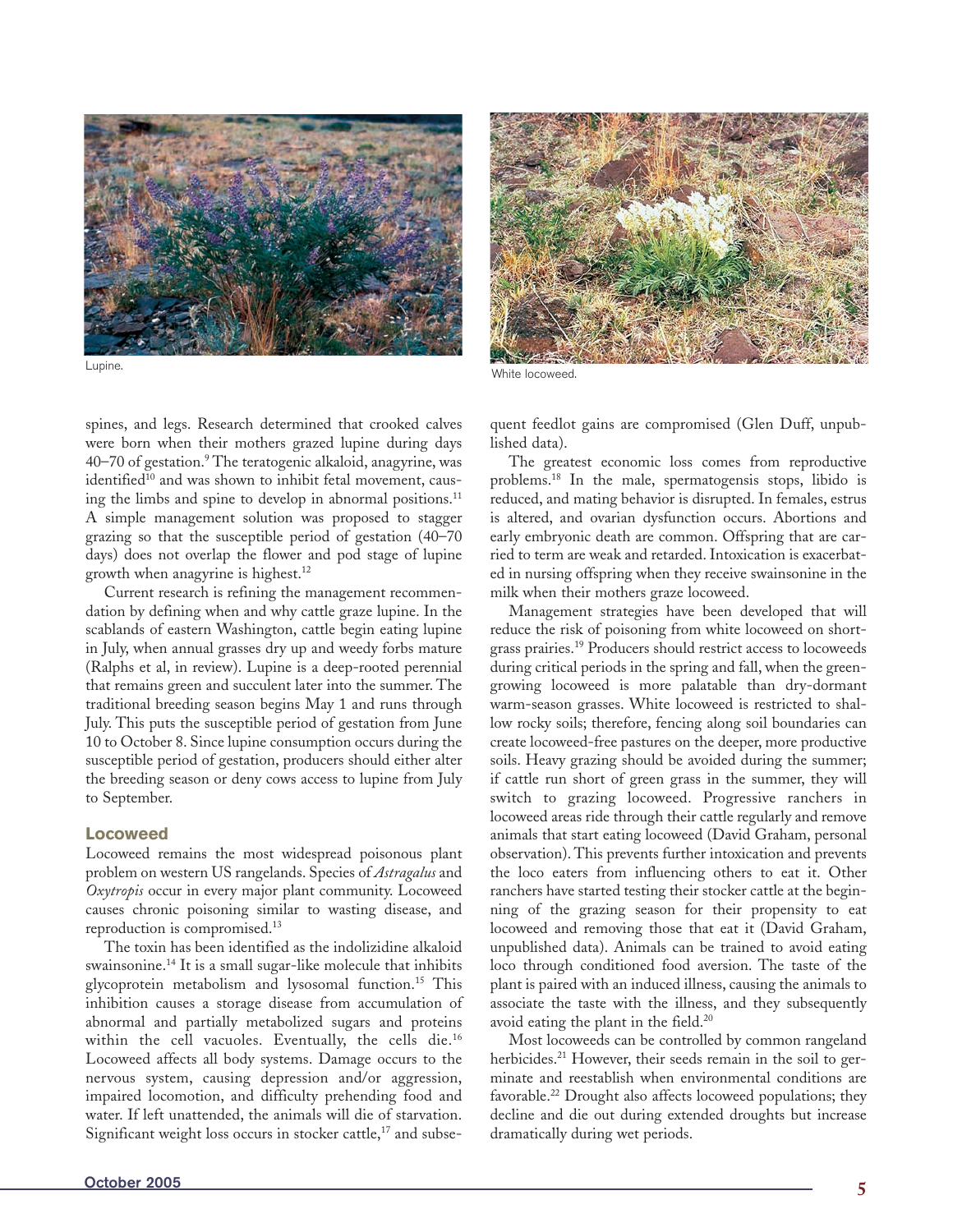Lupine.

White locoweed.

spines, and legs. Research determined that crooked calves were born when their mothers grazed lupine during days 40–70 of gestation.[9] The teratogenic alkaloid, anagyrine, was identified[10] and was shown to inhibit fetal movement, causing the limbs and spine to develop in abnormal positions.[11] A simple management solution was proposed to stagger grazing so that the susceptible period of gestation (40–70 days) does not overlap the flower and pod stage of lupine growth when anagyrine is highest.[12]

Current research is refining the management recommendation by defining when and why cattle graze lupine. In the scablands of eastern Washington, cattle begin eating lupine in July, when annual grasses dry up and weedy forbs mature (Ralphs et al, in review). Lupine is a deep-rooted perennial that remains green and succulent later into the summer. The traditional breeding season begins May 1 and runs through July. This puts the susceptible period of gestation from June 10 to October 8. Since lupine consumption occurs during the susceptible period of gestation, producers should either alter the breeding season or deny cows access to lupine from July to September.

## Locoweed

Locoweed remains the most widespread poisonous plant problem on western US rangelands. Species of *Astragalus* and *Oxytropis* occur in every major plant community. Locoweed causes chronic poisoning similar to wasting disease, and reproduction is compromised.[13]

The toxin has been identified as the indolizidine alkaloid swainsonine.[14] It is a small sugar-like molecule that inhibits glycoprotein metabolism and lysosomal function.[15] This inhibition causes a storage disease from accumulation of abnormal and partially metabolized sugars and proteins within the cell vacuoles. Eventually, the cells die.[16] Locoweed affects all body systems. Damage occurs to the nervous system, causing depression and/or aggression, impaired locomotion, and difficulty prehending food and water. If left unattended, the animals will die of starvation. Significant weight loss occurs in stocker cattle,[17] and subsequent feedlot gains are compromised (Glen Duff, unpublished data).

The greatest economic loss comes from reproductive problems.[18] In the male, spermatogensis stops, libido is reduced, and mating behavior is disrupted. In females, estrus is altered, and ovarian dysfunction occurs. Abortions and early embryonic death are common. Offspring that are carried to term are weak and retarded. Intoxication is exacerbated in nursing offspring when they receive swainsonine in the milk when their mothers graze locoweed.

Management strategies have been developed that will reduce the risk of poisoning from white locoweed on shortgrass prairies.[19] Producers should restrict access to locoweeds during critical periods in the spring and fall, when the green-growing locoweed is more palatable than dry-dormant warm-season grasses. White locoweed is restricted to shallow rocky soils; therefore, fencing along soil boundaries can create locoweed-free pastures on the deeper, more productive soils. Heavy grazing should be avoided during the summer; if cattle run short of green grass in the summer, they will switch to grazing locoweed. Progressive ranchers in locoweed areas ride through their cattle regularly and remove animals that start eating locoweed (David Graham, personal observation). This prevents further intoxication and prevents the loco eaters from influencing others to eat it. Other ranchers have started testing their stocker cattle at the beginning of the grazing season for their propensity to eat locoweed and removing those that eat it (David Graham, unpublished data). Animals can be trained to avoid eating loco through conditioned food aversion. The taste of the plant is paired with an induced illness, causing the animals to associate the taste with the illness, and they subsequently avoid eating the plant in the field.[20]

Most locoweeds can be controlled by common rangeland herbicides.[21] However, their seeds remain in the soil to germinate and reestablish when environmental conditions are favorable.[22] Drought also affects locoweed populations; they decline and die out during extended droughts but increase dramatically during wet periods.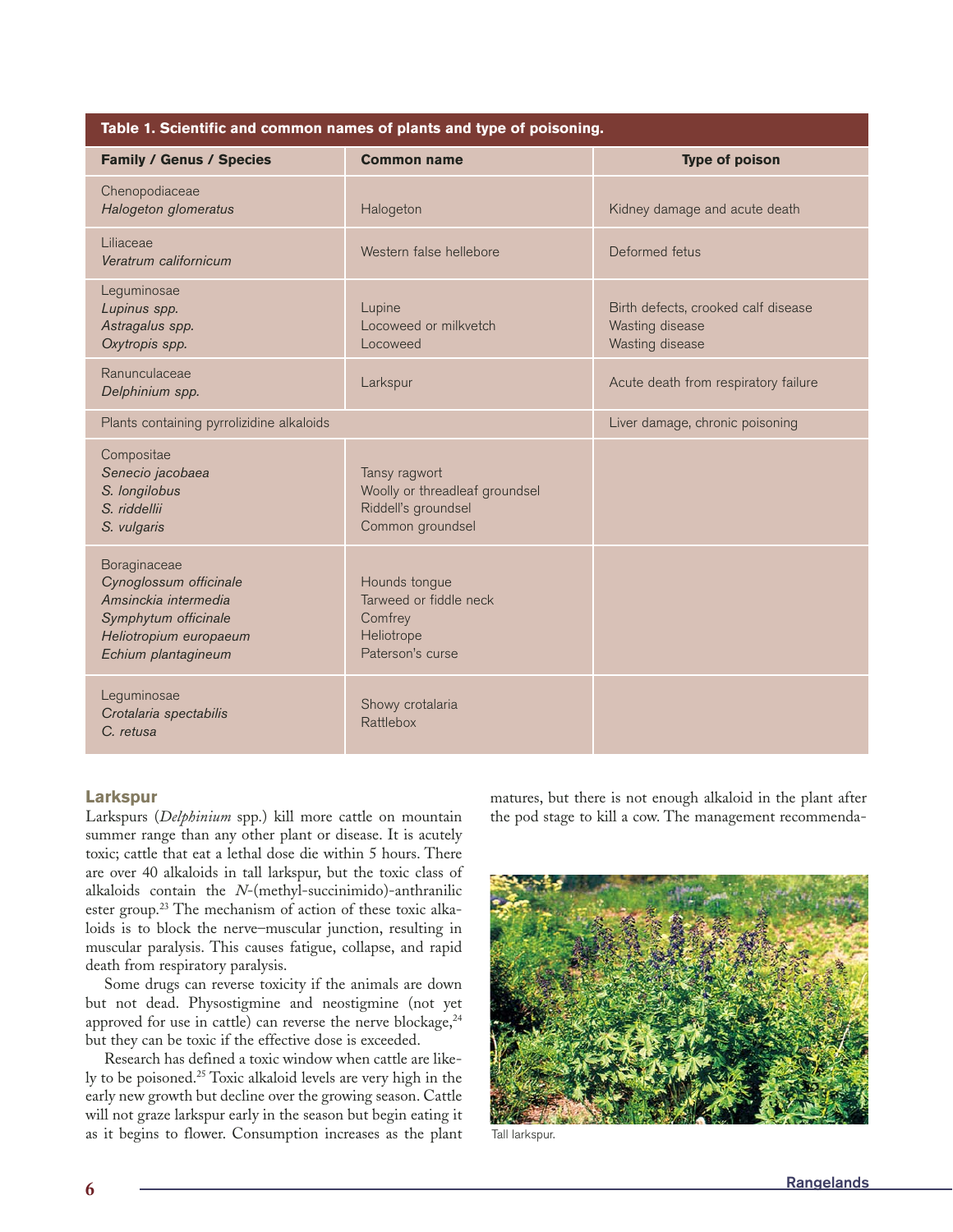**Table 1. Scientific and common names of plants and type of poisoning.**

| Family / Genus / Species | Common name | Type of poison |
|---|---|---|
| Chenopodiaceae<br>*Halogeton glomeratus* | Halogeton | Kidney damage and acute death |
| Liliaceae<br>*Veratrum californicum* | Western false hellebore | Deformed fetus |
| Leguminosae<br>*Lupinus spp.*<br>*Astragalus spp.*<br>*Oxytropis spp.* | Lupine<br>Locoweed or milkvetch<br>Locoweed | Birth defects, crooked calf disease<br>Wasting disease<br>Wasting disease |
| Ranunculaceae<br>*Delphinium spp.* | Larkspur | Acute death from respiratory failure |
| Plants containing pyrrolizidine alkaloids | | Liver damage, chronic poisoning |
| Compositae<br>*Senecio jacobaea*<br>*S. longilobus*<br>*S. riddellii*<br>*S. vulgaris* | Tansy ragwort<br>Woolly or threadleaf groundsel<br>Riddell's groundsel<br>Common groundsel | |
| Boraginaceae<br>*Cynoglossum officinale*<br>*Amsinckia intermedia*<br>*Symphytum officinale*<br>*Heliotropium europaeum*<br>*Echium plantagineum* | Hounds tongue<br>Tarweed or fiddle neck<br>Comfrey<br>Heliotrope<br>Paterson's curse | |
| Leguminosae<br>*Crotalaria spectabilis*<br>*C. retusa* | Showy crotalaria<br>Rattlebox | |

## Larkspur

Larkspurs (*Delphinium* spp.) kill more cattle on mountain summer range than any other plant or disease. It is acutely toxic; cattle that eat a lethal dose die within 5 hours. There are over 40 alkaloids in tall larkspur, but the toxic class of alkaloids contain the *N*-(methyl-succinimido)-anthranilic ester group.[23] The mechanism of action of these toxic alkaloids is to block the nerve–muscular junction, resulting in muscular paralysis. This causes fatigue, collapse, and rapid death from respiratory paralysis.

Some drugs can reverse toxicity if the animals are down but not dead. Physostigmine and neostigmine (not yet approved for use in cattle) can reverse the nerve blockage,[24] but they can be toxic if the effective dose is exceeded.

Research has defined a toxic window when cattle are likely to be poisoned.[25] Toxic alkaloid levels are very high in the early new growth but decline over the growing season. Cattle will not graze larkspur early in the season but begin eating it as it begins to flower. Consumption increases as the plant matures, but there is not enough alkaloid in the plant after the pod stage to kill a cow. The management recommenda-

Tall larkspur.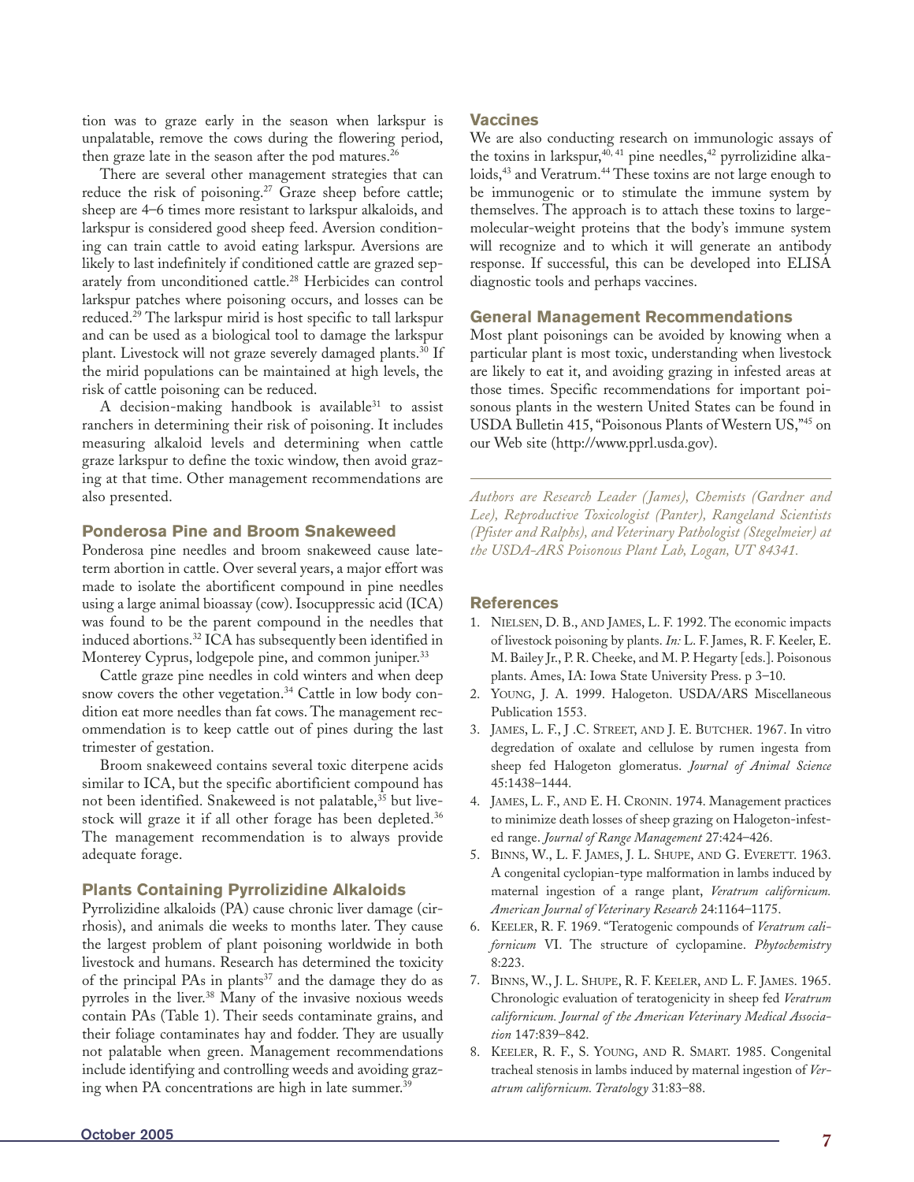tion was to graze early in the season when larkspur is unpalatable, remove the cows during the flowering period, then graze late in the season after the pod matures.[26]

There are several other management strategies that can reduce the risk of poisoning.[27] Graze sheep before cattle; sheep are 4–6 times more resistant to larkspur alkaloids, and larkspur is considered good sheep feed. Aversion conditioning can train cattle to avoid eating larkspur. Aversions are likely to last indefinitely if conditioned cattle are grazed separately from unconditioned cattle.[28] Herbicides can control larkspur patches where poisoning occurs, and losses can be reduced.[29] The larkspur mirid is host specific to tall larkspur and can be used as a biological tool to damage the larkspur plant. Livestock will not graze severely damaged plants.[30] If the mirid populations can be maintained at high levels, the risk of cattle poisoning can be reduced.

A decision-making handbook is available[31] to assist ranchers in determining their risk of poisoning. It includes measuring alkaloid levels and determining when cattle graze larkspur to define the toxic window, then avoid grazing at that time. Other management recommendations are also presented.

## Ponderosa Pine and Broom Snakeweed

Ponderosa pine needles and broom snakeweed cause late-term abortion in cattle. Over several years, a major effort was made to isolate the abortificent compound in pine needles using a large animal bioassay (cow). Isocuppressic acid (ICA) was found to be the parent compound in the needles that induced abortions.[32] ICA has subsequently been identified in Monterey Cyprus, lodgepole pine, and common juniper.[33]

Cattle graze pine needles in cold winters and when deep snow covers the other vegetation.[34] Cattle in low body condition eat more needles than fat cows. The management recommendation is to keep cattle out of pines during the last trimester of gestation.

Broom snakeweed contains several toxic diterpene acids similar to ICA, but the specific abortificent compound has not been identified. Snakeweed is not palatable,[35] but livestock will graze it if all other forage has been depleted.[36] The management recommendation is to always provide adequate forage.

## Plants Containing Pyrrolizidine Alkaloids

Pyrrolizidine alkaloids (PA) cause chronic liver damage (cirrhosis), and animals die weeks to months later. They cause the largest problem of plant poisoning worldwide in both livestock and humans. Research has determined the toxicity of the principal PAs in plants[37] and the damage they do as pyrroles in the liver.[38] Many of the invasive noxious weeds contain PAs (Table 1). Their seeds contaminate grains, and their foliage contaminates hay and fodder. They are usually not palatable when green. Management recommendations include identifying and controlling weeds and avoiding grazing when PA concentrations are high in late summer.[39]

## Vaccines

We are also conducting research on immunologic assays of the toxins in larkspur,[40, 41] pine needles,[42] pyrrolizidine alkaloids,[43] and Veratrum.[44] These toxins are not large enough to be immunogenic or to stimulate the immune system by themselves. The approach is to attach these toxins to large-molecular-weight proteins that the body's immune system will recognize and to which it will generate an antibody response. If successful, this can be developed into ELISA diagnostic tools and perhaps vaccines.

## General Management Recommendations

Most plant poisonings can be avoided by knowing when a particular plant is most toxic, understanding when livestock are likely to eat it, and avoiding grazing in infested areas at those times. Specific recommendations for important poisonous plants in the western United States can be found in USDA Bulletin 415, "Poisonous Plants of Western US,"[45] on our Web site (http://www.pprl.usda.gov).

---

*Authors are Research Leader (James), Chemists (Gardner and Lee), Reproductive Toxicologist (Panter), Rangeland Scientists (Pfister and Ralphs), and Veterinary Pathologist (Stegelmeier) at the USDA-ARS Poisonous Plant Lab, Logan, UT 84341.*

## References

1. Nielsen, D. B., and James, L. F. 1992. The economic impacts of livestock poisoning by plants. *In:* L. F. James, R. F. Keeler, E. M. Bailey Jr., P. R. Cheeke, and M. P. Hegarty [eds.]. Poisonous plants. Ames, IA: Iowa State University Press. p 3–10.
2. Young, J. A. 1999. Halogeton. USDA/ARS Miscellaneous Publication 1553.
3. James, L. F., J .C. Street, and J. E. Butcher. 1967. In vitro degredation of oxalate and cellulose by rumen ingesta from sheep fed Halogeton glomeratus. *Journal of Animal Science* 45:1438–1444.
4. James, L. F., and E. H. Cronin. 1974. Management practices to minimize death losses of sheep grazing on Halogeton-infested range. *Journal of Range Management* 27:424–426.
5. Binns, W., L. F. James, J. L. Shupe, and G. Everett. 1963. A congenital cyclopian-type malformation in lambs induced by maternal ingestion of a range plant, *Veratrum californicum. American Journal of Veterinary Research* 24:1164–1175.
6. Keeler, R. F. 1969. "Teratogenic compounds of *Veratrum californicum* VI. The structure of cyclopamine. *Phytochemistry* 8:223.
7. Binns, W., J. L. Shupe, R. F. Keeler, and L. F. James. 1965. Chronologic evaluation of teratogenicity in sheep fed *Veratrum californicum. Journal of the American Veterinary Medical Association* 147:839–842.
8. Keeler, R. F., S. Young, and R. Smart. 1985. Congenital tracheal stenosis in lambs induced by maternal ingestion of *Veratrum californicum. Teratology* 31:83–88.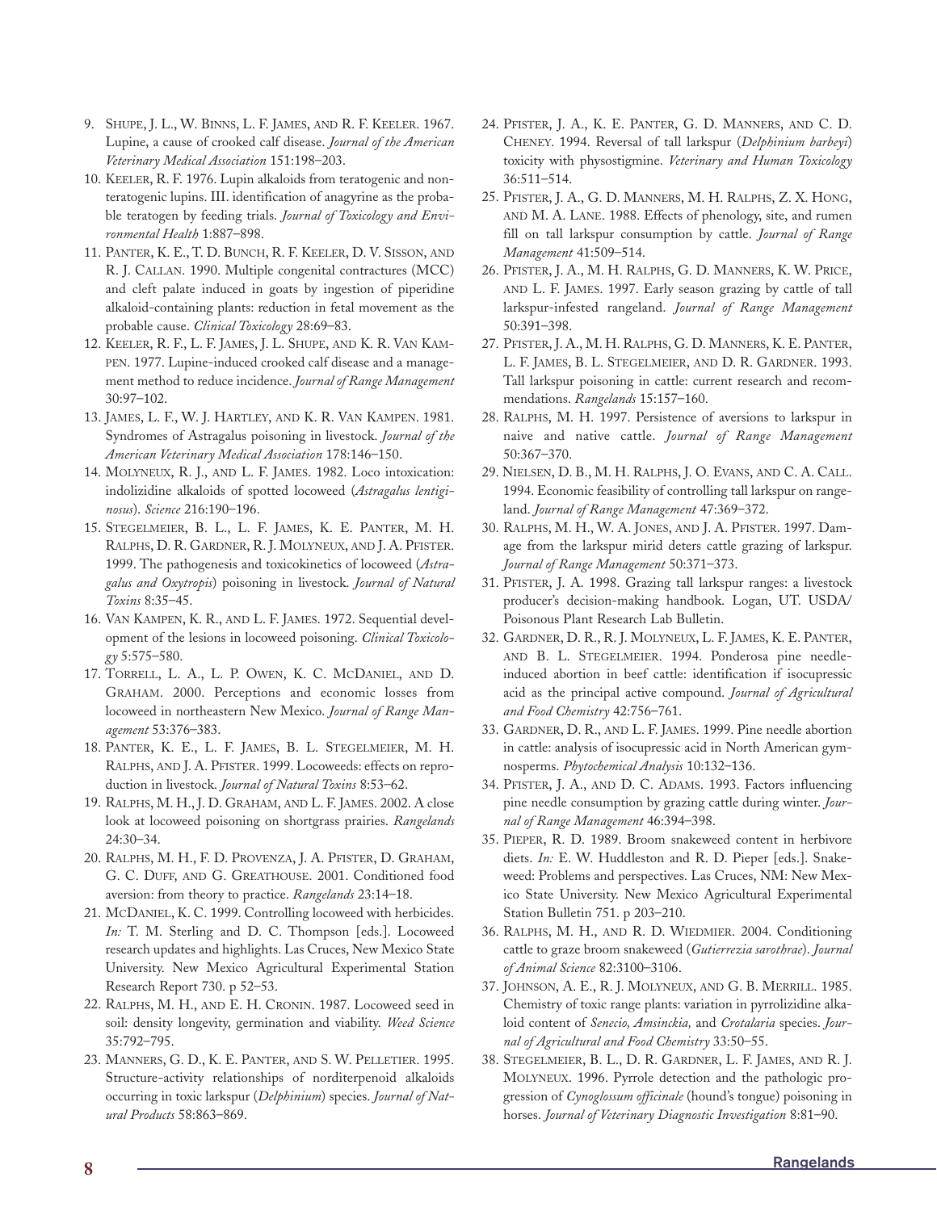9. Shupe, J. L., W. Binns, L. F. James, and R. F. Keeler. 1967. Lupine, a cause of crooked calf disease. *Journal of the American Veterinary Medical Association* 151:198–203.
10. Keeler, R. F. 1976. Lupin alkaloids from teratogenic and nonteratogenic lupins. III. identification of anagyrine as the probable teratogen by feeding trials. *Journal of Toxicology and Environmental Health* 1:887–898.
11. Panter, K. E., T. D. Bunch, R. F. Keeler, D. V. Sisson, and R. J. Callan. 1990. Multiple congenital contractures (MCC) and cleft palate induced in goats by ingestion of piperidine alkaloid-containing plants: reduction in fetal movement as the probable cause. *Clinical Toxicology* 28:69–83.
12. Keeler, R. F., L. F. James, J. L. Shupe, and K. R. Van Kampen. 1977. Lupine-induced crooked calf disease and a management method to reduce incidence. *Journal of Range Management* 30:97–102.
13. James, L. F., W. J. Hartley, and K. R. Van Kampen. 1981. Syndromes of Astragalus poisoning in livestock. *Journal of the American Veterinary Medical Association* 178:146–150.
14. Molyneux, R. J., and L. F. James. 1982. Loco intoxication: indolizidine alkaloids of spotted locoweed (*Astragalus lentiginosus*). *Science* 216:190–196.
15. Stegelmeier, B. L., L. F. James, K. E. Panter, M. H. Ralphs, D. R. Gardner, R. J. Molyneux, and J. A. Pfister. 1999. The pathogenesis and toxicokinetics of locoweed (*Astragalus and Oxytropis*) poisoning in livestock. *Journal of Natural Toxins* 8:35–45.
16. Van Kampen, K. R., and L. F. James. 1972. Sequential development of the lesions in locoweed poisoning. *Clinical Toxicology* 5:575–580.
17. Torrell, L. A., L. P. Owen, K. C. McDaniel, and D. Graham. 2000. Perceptions and economic losses from locoweed in northeastern New Mexico. *Journal of Range Management* 53:376–383.
18. Panter, K. E., L. F. James, B. L. Stegelmeier, M. H. Ralphs, and J. A. Pfister. 1999. Locoweeds: effects on reproduction in livestock. *Journal of Natural Toxins* 8:53–62.
19. Ralphs, M. H., J. D. Graham, and L. F. James. 2002. A close look at locoweed poisoning on shortgrass prairies. *Rangelands* 24:30–34.
20. Ralphs, M. H., F. D. Provenza, J. A. Pfister, D. Graham, G. C. Duff, and G. Greathouse. 2001. Conditioned food aversion: from theory to practice. *Rangelands* 23:14–18.
21. McDaniel, K. C. 1999. Controlling locoweed with herbicides. *In:* T. M. Sterling and D. C. Thompson [eds.]. Locoweed research updates and highlights. Las Cruces, New Mexico State University. New Mexico Agricultural Experimental Station Research Report 730. p 52–53.
22. Ralphs, M. H., and E. H. Cronin. 1987. Locoweed seed in soil: density longevity, germination and viability. *Weed Science* 35:792–795.
23. Manners, G. D., K. E. Panter, and S. W. Pelletier. 1995. Structure-activity relationships of norditerpenoid alkaloids occurring in toxic larkspur (*Delphinium*) species. *Journal of Natural Products* 58:863–869.
24. Pfister, J. A., K. E. Panter, G. D. Manners, and C. D. Cheney. 1994. Reversal of tall larkspur (*Delphinium barbeyi*) toxicity with physostigmine. *Veterinary and Human Toxicology* 36:511–514.
25. Pfister, J. A., G. D. Manners, M. H. Ralphs, Z. X. Hong, and M. A. Lane. 1988. Effects of phenology, site, and rumen fill on tall larkspur consumption by cattle. *Journal of Range Management* 41:509–514.
26. Pfister, J. A., M. H. Ralphs, G. D. Manners, K. W. Price, and L. F. James. 1997. Early season grazing by cattle of tall larkspur-infested rangeland. *Journal of Range Management* 50:391–398.
27. Pfister, J. A., M. H. Ralphs, G. D. Manners, K. E. Panter, L. F. James, B. L. Stegelmeier, and D. R. Gardner. 1993. Tall larkspur poisoning in cattle: current research and recommendations. *Rangelands* 15:157–160.
28. Ralphs, M. H. 1997. Persistence of aversions to larkspur in naive and native cattle. *Journal of Range Management* 50:367–370.
29. Nielsen, D. B., M. H. Ralphs, J. O. Evans, and C. A. Call. 1994. Economic feasibility of controlling tall larkspur on rangeland. *Journal of Range Management* 47:369–372.
30. Ralphs, M. H., W. A. Jones, and J. A. Pfister. 1997. Damage from the larkspur mirid deters cattle grazing of larkspur. *Journal of Range Management* 50:371–373.
31. Pfister, J. A. 1998. Grazing tall larkspur ranges: a livestock producer's decision-making handbook. Logan, UT. USDA/Poisonous Plant Research Lab Bulletin.
32. Gardner, D. R., R. J. Molyneux, L. F. James, K. E. Panter, and B. L. Stegelmeier. 1994. Ponderosa pine needle-induced abortion in beef cattle: identification if isocupressic acid as the principal active compound. *Journal of Agricultural and Food Chemistry* 42:756–761.
33. Gardner, D. R., and L. F. James. 1999. Pine needle abortion in cattle: analysis of isocupressic acid in North American gymnosperms. *Phytochemical Analysis* 10:132–136.
34. Pfister, J. A., and D. C. Adams. 1993. Factors influencing pine needle consumption by grazing cattle during winter. *Journal of Range Management* 46:394–398.
35. Pieper, R. D. 1989. Broom snakeweed content in herbivore diets. *In:* E. W. Huddleston and R. D. Pieper [eds.]. Snakeweed: Problems and perspectives. Las Cruces, NM: New Mexico State University. New Mexico Agricultural Experimental Station Bulletin 751. p 203–210.
36. Ralphs, M. H., and R. D. Wiedmier. 2004. Conditioning cattle to graze broom snakeweed (*Gutierrezia sarothrae*). *Journal of Animal Science* 82:3100–3106.
37. Johnson, A. E., R. J. Molyneux, and G. B. Merrill. 1985. Chemistry of toxic range plants: variation in pyrrolizidine alkaloid content of *Senecio, Amsinckia,* and *Crotalaria* species. *Journal of Agricultural and Food Chemistry* 33:50–55.
38. Stegelmeier, B. L., D. R. Gardner, L. F. James, and R. J. Molyneux. 1996. Pyrrole detection and the pathologic progression of *Cynoglossum officinale* (hound's tongue) poisoning in horses. *Journal of Veterinary Diagnostic Investigation* 8:81–90.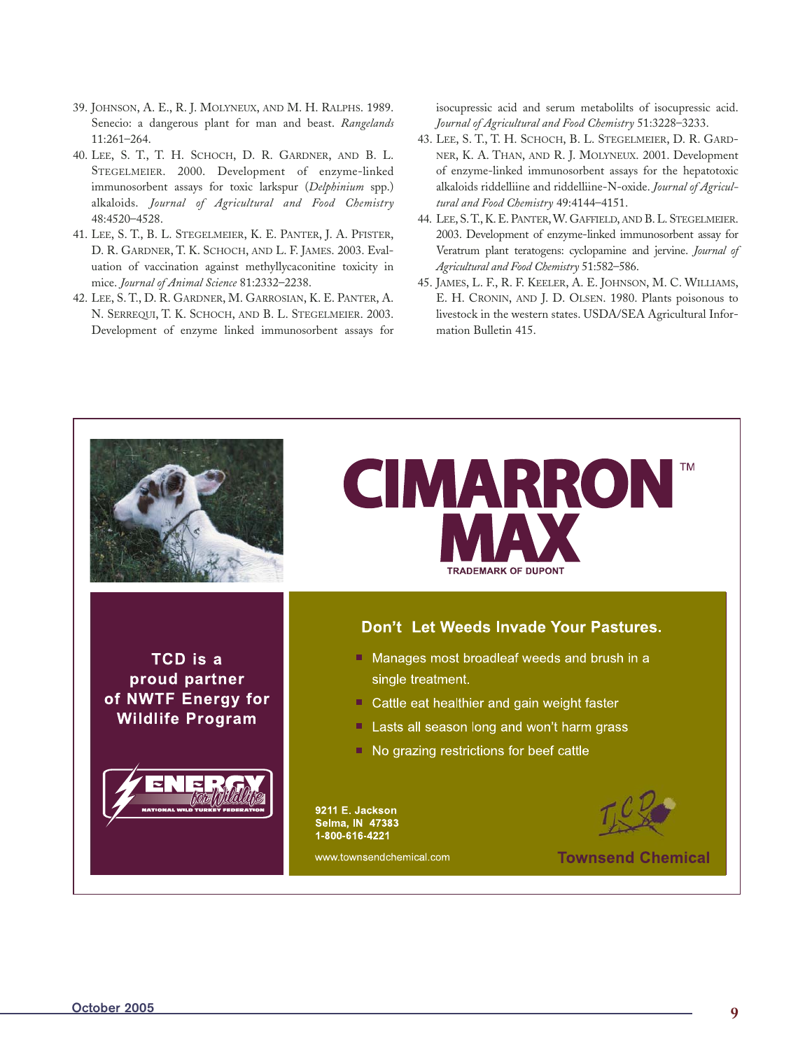39. Johnson, A. E., R. J. Molyneux, and M. H. Ralphs. 1989. Senecio: a dangerous plant for man and beast. *Rangelands* 11:261–264.
40. Lee, S. T., T. H. Schoch, D. R. Gardner, and B. L. Stegelmeier. 2000. Development of enzyme-linked immunosorbent assays for toxic larkspur (*Delphinium* spp.) alkaloids. *Journal of Agricultural and Food Chemistry* 48:4520–4528.
41. Lee, S. T., B. L. Stegelmeier, K. E. Panter, J. A. Pfister, D. R. Gardner, T. K. Schoch, and L. F. James. 2003. Evaluation of vaccination against methyllycaconitine toxicity in mice. *Journal of Animal Science* 81:2332–2238.
42. Lee, S. T., D. R. Gardner, M. Garrosian, K. E. Panter, A. N. Serrequi, T. K. Schoch, and B. L. Stegelmeier. 2003. Development of enzyme linked immunosorbent assays for isocupressic acid and serum metabolilts of isocupressic acid. *Journal of Agricultural and Food Chemistry* 51:3228–3233.
43. Lee, S. T., T. H. Schoch, B. L. Stegelmeier, D. R. Gardner, K. A. Than, and R. J. Molyneux. 2001. Development of enzyme-linked immunosorbent assays for the hepatotoxic alkaloids riddelliine and riddelliine-N-oxide. *Journal of Agricultural and Food Chemistry* 49:4144–4151.
44. Lee, S. T., K. E. Panter, W. Gaffield, and B. L. Stegelmeier. 2003. Development of enzyme-linked immunosorbent assay for Veratrum plant teratogens: cyclopamine and jervine. *Journal of Agricultural and Food Chemistry* 51:582–586.
45. James, L. F., R. F. Keeler, A. E. Johnson, M. C. Williams, E. H. Cronin, and J. D. Olsen. 1980. Plants poisonous to livestock in the western states. USDA/SEA Agricultural Information Bulletin 415.

---

# CIMARRON™ MAX

TRADEMARK OF DUPONT

**TCD is a proud partner of NWTF Energy for Wildlife Program**

ENERGY for Wildlife — NATIONAL WILD TURKEY FEDERATION

## Don't Let Weeds Invade Your Pastures.

- Manages most broadleaf weeds and brush in a single treatment.
- Cattle eat healthier and gain weight faster
- Lasts all season long and won't harm grass
- No grazing restrictions for beef cattle

**9211 E. Jackson**
**Selma, IN 47383**
**1-800-616-4221**

www.townsendchemical.com

**Townsend Chemical**